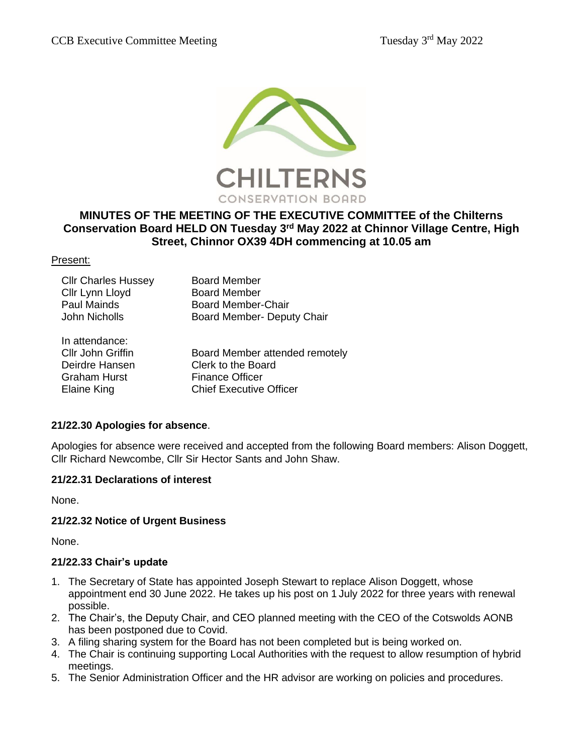# MINUTES OF THE MEETING OF THE EXECUTIVE COMMITTEE of the Chilterns Conservation Board HELD ON Tuesday 3rd May 2022 at Chinnor Village Centre, High Street, Chinnor OX39 4DH commencing at 10.05 am

Present:

| | |
|---|---|
| Cllr Charles Hussey | Board Member |
| Cllr Lynn Lloyd | Board Member |
| Paul Mainds | Board Member-Chair |
| John Nicholls | Board Member- Deputy Chair |

In attendance:

| | |
|---|---|
| Cllr John Griffin | Board Member attended remotely |
| Deirdre Hansen | Clerk to the Board |
| Graham Hurst | Finance Officer |
| Elaine King | Chief Executive Officer |

**21/22.30 Apologies for absence**.

Apologies for absence were received and accepted from the following Board members: Alison Doggett, Cllr Richard Newcombe, Cllr Sir Hector Sants and John Shaw.

**21/22.31 Declarations of interest**

None.

**21/22.32 Notice of Urgent Business**

None.

**21/22.33 Chair's update**

1. The Secretary of State has appointed Joseph Stewart to replace Alison Doggett, whose appointment end 30 June 2022. He takes up his post on 1 July 2022 for three years with renewal possible.
2. The Chair's, the Deputy Chair, and CEO planned meeting with the CEO of the Cotswolds AONB has been postponed due to Covid.
3. A filing sharing system for the Board has not been completed but is being worked on.
4. The Chair is continuing supporting Local Authorities with the request to allow resumption of hybrid meetings.
5. The Senior Administration Officer and the HR advisor are working on policies and procedures.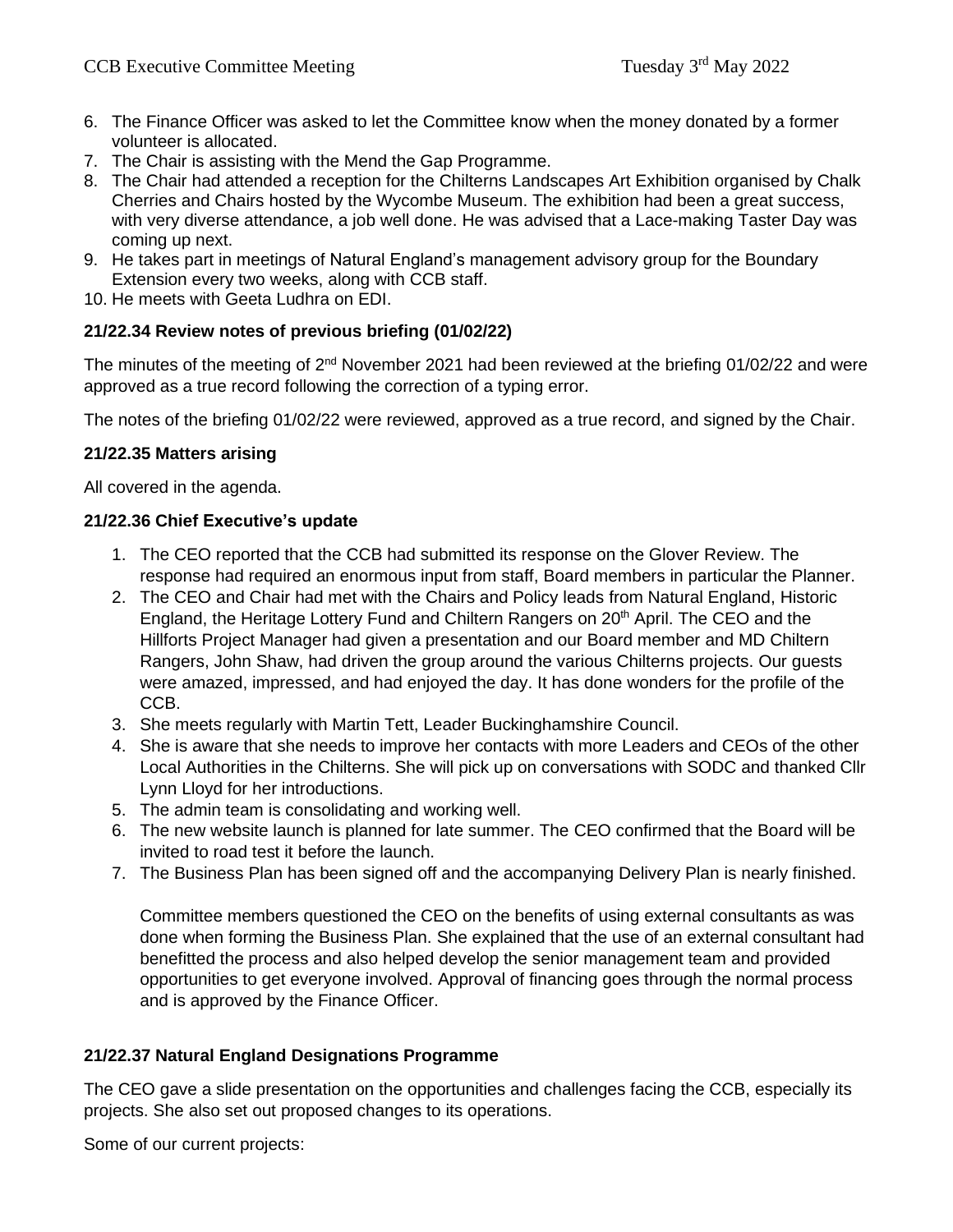6. The Finance Officer was asked to let the Committee know when the money donated by a former volunteer is allocated.
7. The Chair is assisting with the Mend the Gap Programme.
8. The Chair had attended a reception for the Chilterns Landscapes Art Exhibition organised by Chalk Cherries and Chairs hosted by the Wycombe Museum. The exhibition had been a great success, with very diverse attendance, a job well done. He was advised that a Lace-making Taster Day was coming up next.
9. He takes part in meetings of Natural England's management advisory group for the Boundary Extension every two weeks, along with CCB staff.
10. He meets with Geeta Ludhra on EDI.

**21/22.34 Review notes of previous briefing (01/02/22)**

The minutes of the meeting of 2nd November 2021 had been reviewed at the briefing 01/02/22 and were approved as a true record following the correction of a typing error.

The notes of the briefing 01/02/22 were reviewed, approved as a true record, and signed by the Chair.

**21/22.35 Matters arising**

All covered in the agenda.

**21/22.36 Chief Executive's update**

1. The CEO reported that the CCB had submitted its response on the Glover Review. The response had required an enormous input from staff, Board members in particular the Planner.
2. The CEO and Chair had met with the Chairs and Policy leads from Natural England, Historic England, the Heritage Lottery Fund and Chiltern Rangers on 20th April. The CEO and the Hillforts Project Manager had given a presentation and our Board member and MD Chiltern Rangers, John Shaw, had driven the group around the various Chilterns projects. Our guests were amazed, impressed, and had enjoyed the day. It has done wonders for the profile of the CCB.
3. She meets regularly with Martin Tett, Leader Buckinghamshire Council.
4. She is aware that she needs to improve her contacts with more Leaders and CEOs of the other Local Authorities in the Chilterns. She will pick up on conversations with SODC and thanked Cllr Lynn Lloyd for her introductions.
5. The admin team is consolidating and working well.
6. The new website launch is planned for late summer. The CEO confirmed that the Board will be invited to road test it before the launch.
7. The Business Plan has been signed off and the accompanying Delivery Plan is nearly finished.

   Committee members questioned the CEO on the benefits of using external consultants as was done when forming the Business Plan. She explained that the use of an external consultant had benefitted the process and also helped develop the senior management team and provided opportunities to get everyone involved. Approval of financing goes through the normal process and is approved by the Finance Officer.

**21/22.37 Natural England Designations Programme**

The CEO gave a slide presentation on the opportunities and challenges facing the CCB, especially its projects. She also set out proposed changes to its operations.

Some of our current projects: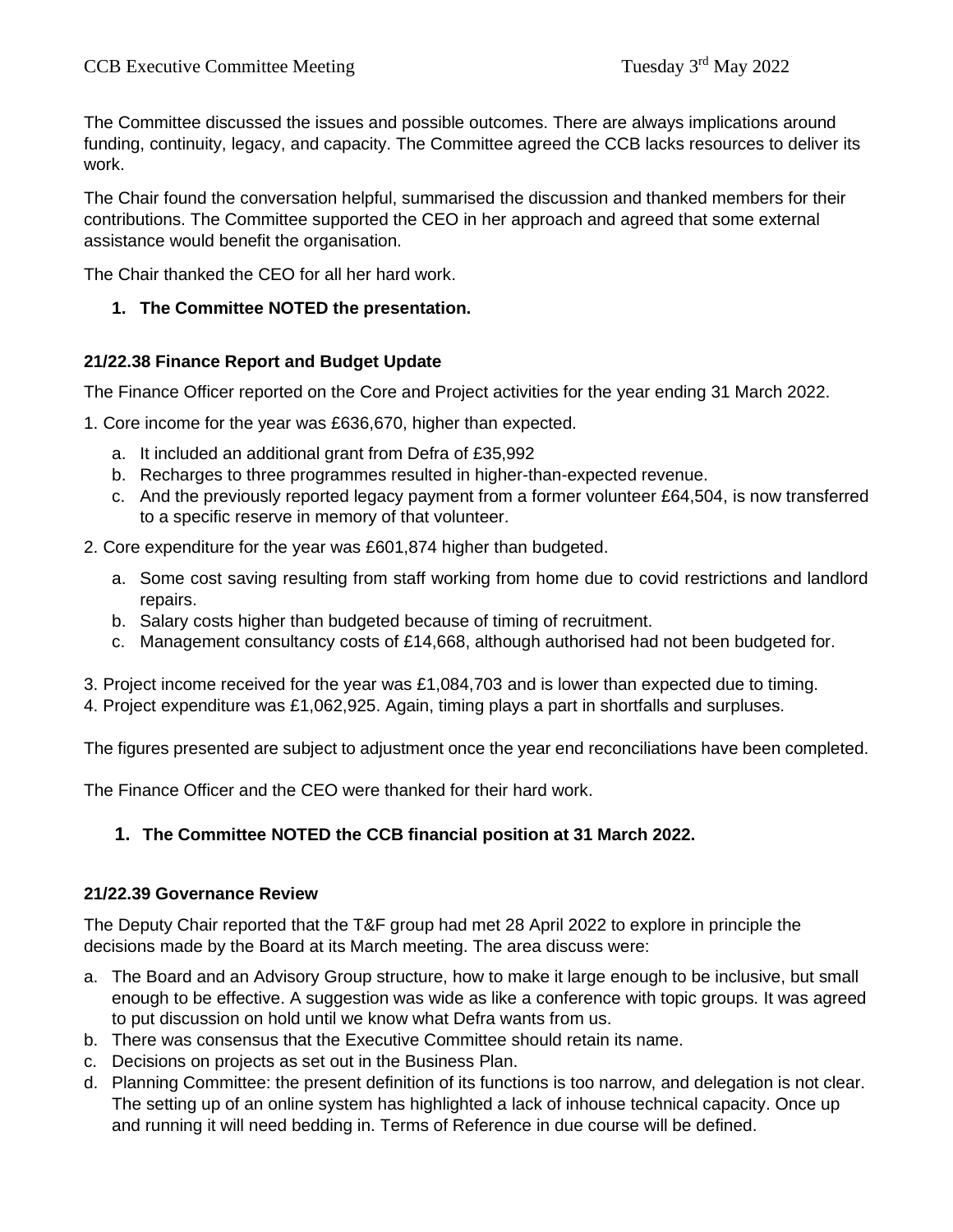The Committee discussed the issues and possible outcomes. There are always implications around funding, continuity, legacy, and capacity. The Committee agreed the CCB lacks resources to deliver its work.

The Chair found the conversation helpful, summarised the discussion and thanked members for their contributions. The Committee supported the CEO in her approach and agreed that some external assistance would benefit the organisation.

The Chair thanked the CEO for all her hard work.

1. **The Committee NOTED the presentation.**

**21/22.38 Finance Report and Budget Update**

The Finance Officer reported on the Core and Project activities for the year ending 31 March 2022.

1. Core income for the year was £636,670, higher than expected.
   a. It included an additional grant from Defra of £35,992
   b. Recharges to three programmes resulted in higher-than-expected revenue.
   c. And the previously reported legacy payment from a former volunteer £64,504, is now transferred to a specific reserve in memory of that volunteer.

2. Core expenditure for the year was £601,874 higher than budgeted.
   a. Some cost saving resulting from staff working from home due to covid restrictions and landlord repairs.
   b. Salary costs higher than budgeted because of timing of recruitment.
   c. Management consultancy costs of £14,668, although authorised had not been budgeted for.

3. Project income received for the year was £1,084,703 and is lower than expected due to timing.
4. Project expenditure was £1,062,925. Again, timing plays a part in shortfalls and surpluses.

The figures presented are subject to adjustment once the year end reconciliations have been completed.

The Finance Officer and the CEO were thanked for their hard work.

1. **The Committee NOTED the CCB financial position at 31 March 2022.**

**21/22.39 Governance Review**

The Deputy Chair reported that the T&F group had met 28 April 2022 to explore in principle the decisions made by the Board at its March meeting. The area discuss were:

a. The Board and an Advisory Group structure, how to make it large enough to be inclusive, but small enough to be effective. A suggestion was wide as like a conference with topic groups. It was agreed to put discussion on hold until we know what Defra wants from us.
b. There was consensus that the Executive Committee should retain its name.
c. Decisions on projects as set out in the Business Plan.
d. Planning Committee: the present definition of its functions is too narrow, and delegation is not clear. The setting up of an online system has highlighted a lack of inhouse technical capacity. Once up and running it will need bedding in. Terms of Reference in due course will be defined.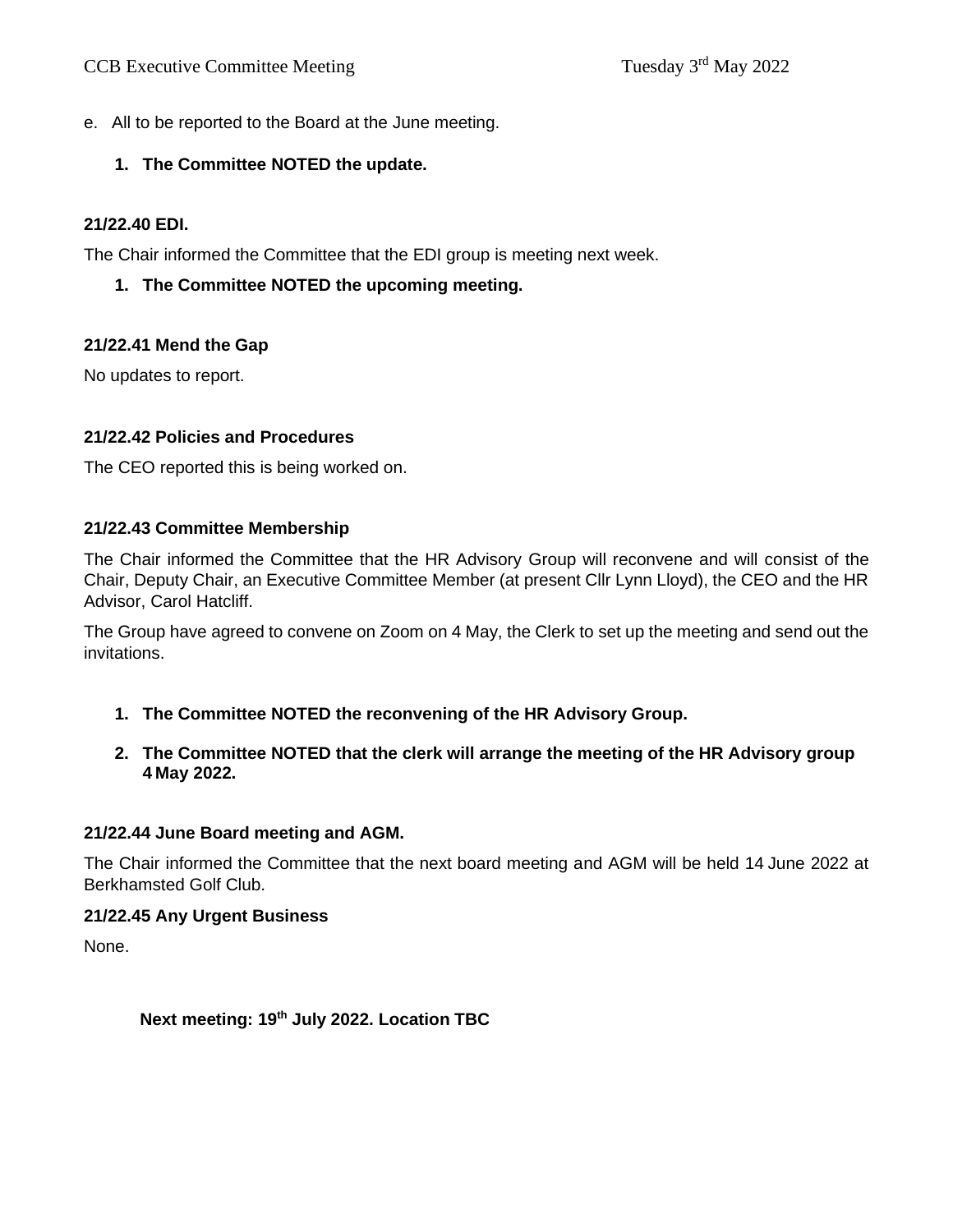e. All to be reported to the Board at the June meeting.

1. **The Committee NOTED the update.**

### 21/22.40 EDI.

The Chair informed the Committee that the EDI group is meeting next week.

1. **The Committee NOTED the upcoming meeting.**

### 21/22.41 Mend the Gap

No updates to report.

### 21/22.42 Policies and Procedures

The CEO reported this is being worked on.

### 21/22.43 Committee Membership

The Chair informed the Committee that the HR Advisory Group will reconvene and will consist of the Chair, Deputy Chair, an Executive Committee Member (at present Cllr Lynn Lloyd), the CEO and the HR Advisor, Carol Hatcliff.

The Group have agreed to convene on Zoom on 4 May, the Clerk to set up the meeting and send out the invitations.

1. **The Committee NOTED the reconvening of the HR Advisory Group.**
2. **The Committee NOTED that the clerk will arrange the meeting of the HR Advisory group 4 May 2022.**

### 21/22.44 June Board meeting and AGM.

The Chair informed the Committee that the next board meeting and AGM will be held 14 June 2022 at Berkhamsted Golf Club.

### 21/22.45 Any Urgent Business

None.

**Next meeting: 19th July 2022. Location TBC**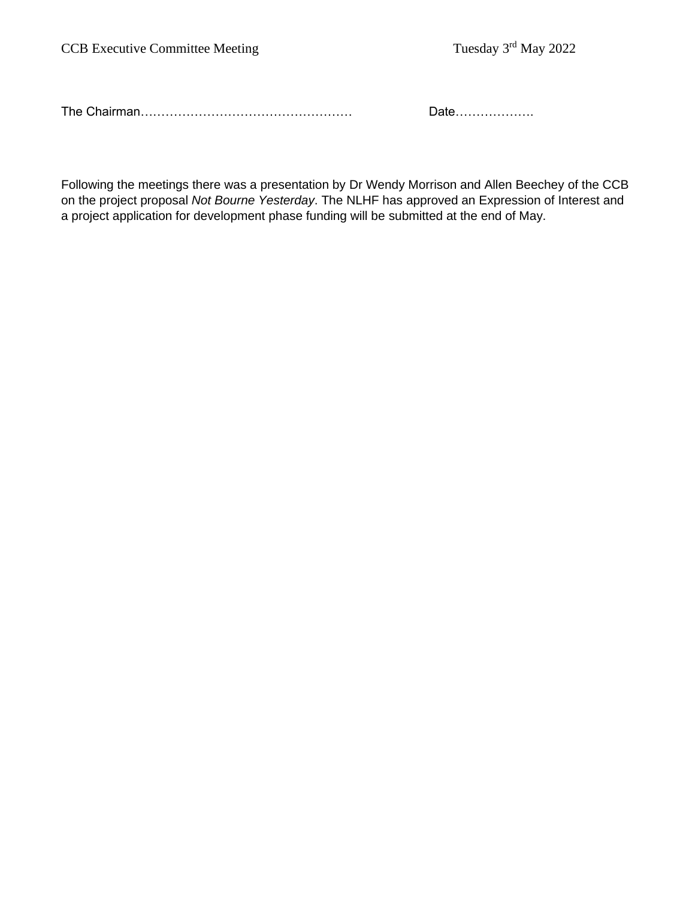The Chairman…………………………………………… Date……………….

Following the meetings there was a presentation by Dr Wendy Morrison and Allen Beechey of the CCB on the project proposal *Not Bourne Yesterday*. The NLHF has approved an Expression of Interest and a project application for development phase funding will be submitted at the end of May.